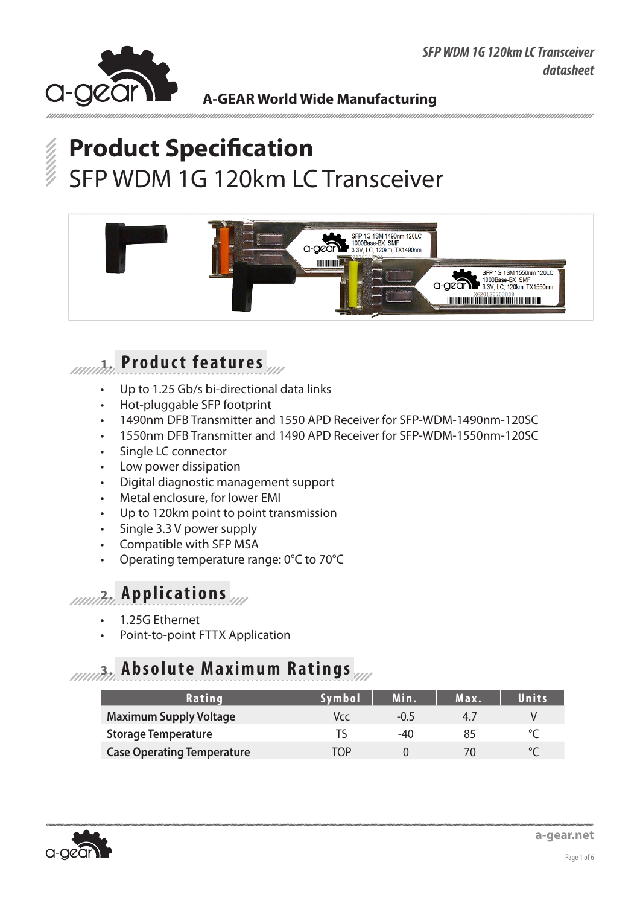A-GEAR World Wide Manufacturing

# Product Specification

SFP WDM 1G 120km LC Transceiver

## 1. Product features

- Up to 1.25 Gb/s bi-directional data links
- Hot-pluggable SFP footprint
- 1490nm DFB Transmitter and 1550 APD Receiver for SFP-WDM-1490nm-120SC
- 1550nm DFB Transmitter and 1490 APD Receiver for SFP-WDM-1550nm-120SC
- Single LC connector
- Low power dissipation
- Digital diagnostic management support
- Metal enclosure, for lower EMI
- Up to 120km point to point transmission
- Single 3.3 V power supply
- Compatible with SFP MSA
- Operating temperature range: 0°C to 70°C

## 2. Applications

- 1.25G Ethernet
- Point-to-point FTTX Application

## 3. Absolute Maximum Ratings

| Rating | Symbol | Min. | Max. | Units |
|---|---|---|---|---|
| **Maximum Supply Voltage** | Vcc | -0.5 | 4.7 | V |
| **Storage Temperature** | TS | -40 | 85 | °C |
| **Case Operating Temperature** | TOP | 0 | 70 | °C |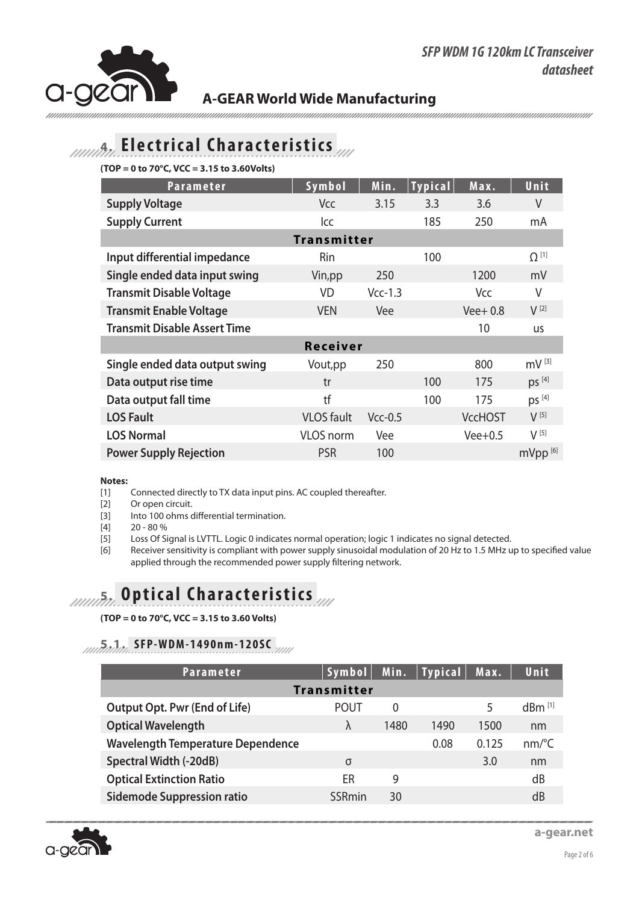## 4. Electrical Characteristics

**(TOP = 0 to 70°C, VCC = 3.15 to 3.60Volts)**

| Parameter | Symbol | Min. | Typical | Max. | Unit |
|---|---|---|---|---|---|
| **Supply Voltage** | Vcc | 3.15 | 3.3 | 3.6 | V |
| **Supply Current** | Icc | | 185 | 250 | mA |
| **Transmitter** | | | | | |
| **Input differential impedance** | Rin | | 100 | | Ω [1] |
| **Single ended data input swing** | Vin,pp | 250 | | 1200 | mV |
| **Transmit Disable Voltage** | VD | Vcc-1.3 | | Vcc | V |
| **Transmit Enable Voltage** | VEN | Vee | | Vee+ 0.8 | V [2] |
| **Transmit Disable Assert Time** | | | | 10 | us |
| **Receiver** | | | | | |
| **Single ended data output swing** | Vout,pp | 250 | | 800 | mV [3] |
| **Data output rise time** | tr | | 100 | 175 | ps [4] |
| **Data output fall time** | tf | | 100 | 175 | ps [4] |
| **LOS Fault** | VLOS fault | Vcc-0.5 | | VccHOST | V [5] |
| **LOS Normal** | VLOS norm | Vee | | Vee+0.5 | V [5] |
| **Power Supply Rejection** | PSR | 100 | | | mVpp [6] |

**Notes:**

[1] Connected directly to TX data input pins. AC coupled thereafter.
[2] Or open circuit.
[3] Into 100 ohms differential termination.
[4] 20 - 80 %
[5] Loss Of Signal is LVTTL. Logic 0 indicates normal operation; logic 1 indicates no signal detected.
[6] Receiver sensitivity is compliant with power supply sinusoidal modulation of 20 Hz to 1.5 MHz up to specified value applied through the recommended power supply filtering network.

## 5. Optical Characteristics

**(TOP = 0 to 70°C, VCC = 3.15 to 3.60 Volts)**

### 5.1. SFP-WDM-1490nm-120SC

| Parameter | Symbol | Min. | Typical | Max. | Unit |
|---|---|---|---|---|---|
| **Transmitter** | | | | | |
| **Output Opt. Pwr (End of Life)** | POUT | 0 | | 5 | dBm [1] |
| **Optical Wavelength** | λ | 1480 | 1490 | 1500 | nm |
| **Wavelength Temperature Dependence** | | | 0.08 | 0.125 | nm/°C |
| **Spectral Width (-20dB)** | σ | | | 3.0 | nm |
| **Optical Extinction Ratio** | ER | 9 | | | dB |
| **Sidemode Suppression ratio** | SSRmin | 30 | | | dB |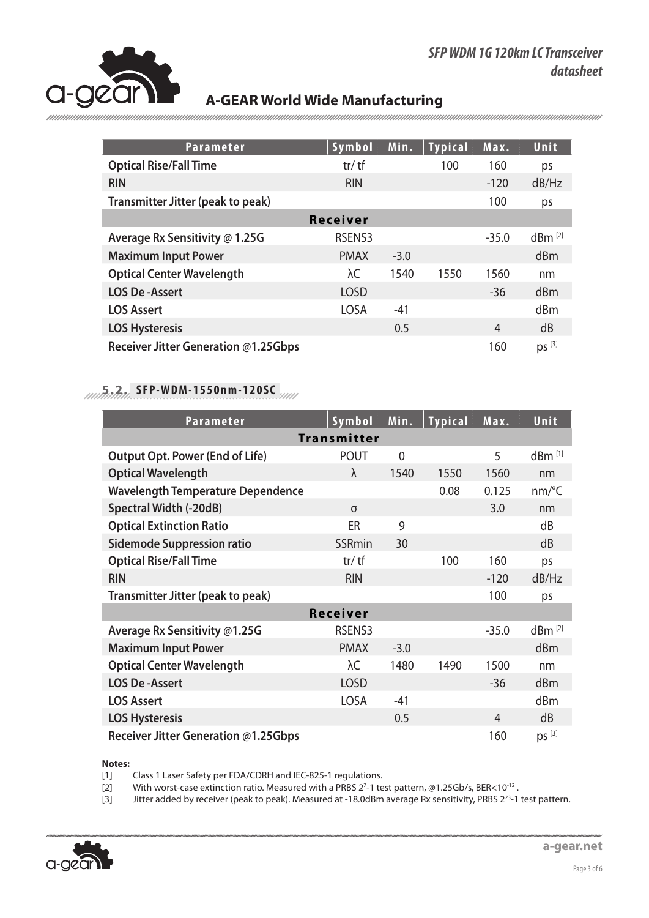| Parameter | Symbol | Min. | Typical | Max. | Unit |
|---|---|---|---|---|---|
| **Optical Rise/Fall Time** | tr/ tf | | 100 | 160 | ps |
| **RIN** | RIN | | | -120 | dB/Hz |
| **Transmitter Jitter (peak to peak)** | | | | 100 | ps |
| **Receiver** | | | | | |
| **Average Rx Sensitivity @ 1.25G** | RSENS3 | | | -35.0 | dBm [2] |
| **Maximum Input Power** | PMAX | -3.0 | | | dBm |
| **Optical Center Wavelength** | λC | 1540 | 1550 | 1560 | nm |
| **LOS De -Assert** | LOSD | | | -36 | dBm |
| **LOS Assert** | LOSA | -41 | | | dBm |
| **LOS Hysteresis** | | 0.5 | | 4 | dB |
| **Receiver Jitter Generation @1.25Gbps** | | | | 160 | ps [3] |

## 5.2. SFP-WDM-1550nm-120SC

| Parameter | Symbol | Min. | Typical | Max. | Unit |
|---|---|---|---|---|---|
| **Transmitter** | | | | | |
| **Output Opt. Power (End of Life)** | POUT | 0 | | 5 | dBm [1] |
| **Optical Wavelength** | λ | 1540 | 1550 | 1560 | nm |
| **Wavelength Temperature Dependence** | | | 0.08 | 0.125 | nm/°C |
| **Spectral Width (-20dB)** | σ | | | 3.0 | nm |
| **Optical Extinction Ratio** | ER | 9 | | | dB |
| **Sidemode Suppression ratio** | SSRmin | 30 | | | dB |
| **Optical Rise/Fall Time** | tr/ tf | | 100 | 160 | ps |
| **RIN** | RIN | | | -120 | dB/Hz |
| **Transmitter Jitter (peak to peak)** | | | | 100 | ps |
| **Receiver** | | | | | |
| **Average Rx Sensitivity @1.25G** | RSENS3 | | | -35.0 | dBm [2] |
| **Maximum Input Power** | PMAX | -3.0 | | | dBm |
| **Optical Center Wavelength** | λC | 1480 | 1490 | 1500 | nm |
| **LOS De -Assert** | LOSD | | | -36 | dBm |
| **LOS Assert** | LOSA | -41 | | | dBm |
| **LOS Hysteresis** | | 0.5 | | 4 | dB |
| **Receiver Jitter Generation @1.25Gbps** | | | | 160 | ps [3] |

**Notes:**

[1] Class 1 Laser Safety per FDA/CDRH and IEC-825-1 regulations.

[2] With worst-case extinction ratio. Measured with a PRBS $2^7$-1 test pattern, @1.25Gb/s, BER<$10^{-12}$ .

[3] Jitter added by receiver (peak to peak). Measured at -18.0dBm average Rx sensitivity, PRBS $2^{23}$-1 test pattern.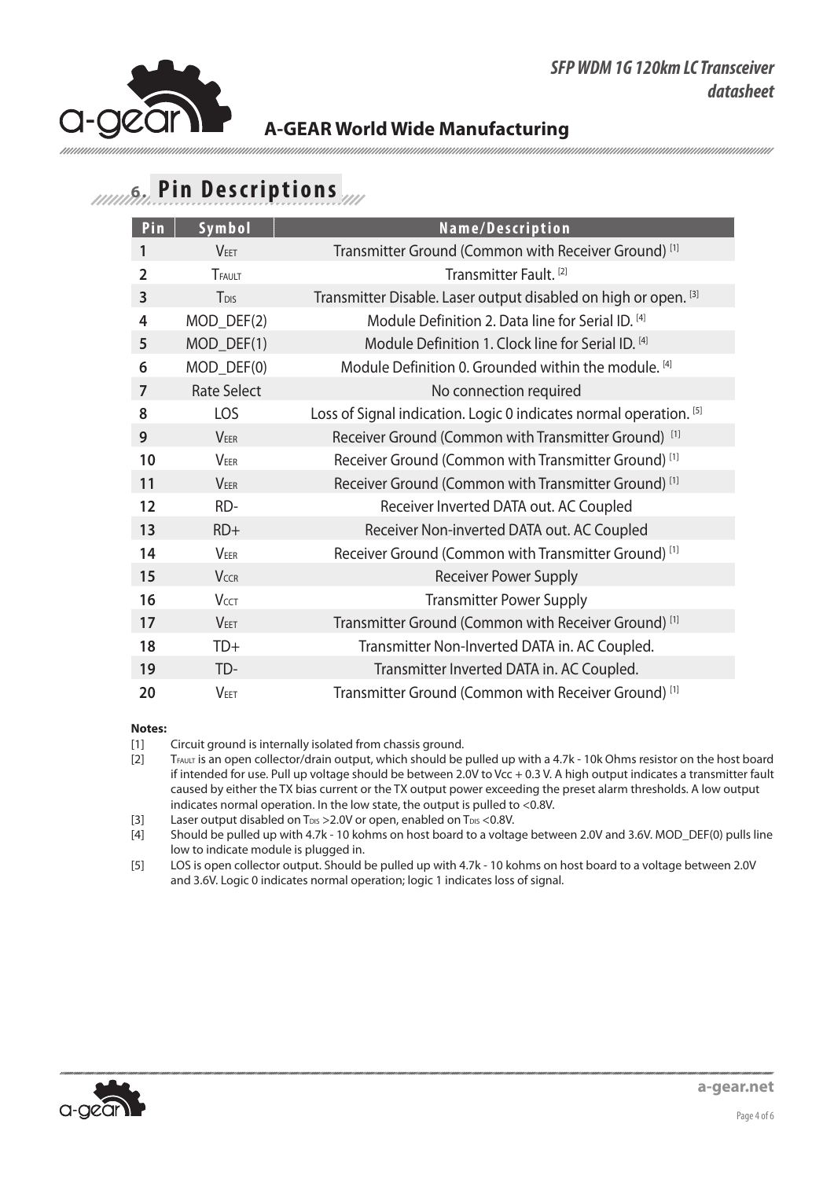## 6. Pin Descriptions

| Pin | Symbol | Name/Description |
|---|---|---|
| 1 | $V_{EET}$ | Transmitter Ground (Common with Receiver Ground) [1] |
| 2 | $T_{FAULT}$ | Transmitter Fault. [2] |
| 3 | $T_{DIS}$ | Transmitter Disable. Laser output disabled on high or open. [3] |
| 4 | MOD_DEF(2) | Module Definition 2. Data line for Serial ID. [4] |
| 5 | MOD_DEF(1) | Module Definition 1. Clock line for Serial ID. [4] |
| 6 | MOD_DEF(0) | Module Definition 0. Grounded within the module. [4] |
| 7 | Rate Select | No connection required |
| 8 | LOS | Loss of Signal indication. Logic 0 indicates normal operation. [5] |
| 9 | $V_{EER}$ | Receiver Ground (Common with Transmitter Ground) [1] |
| 10 | $V_{EER}$ | Receiver Ground (Common with Transmitter Ground) [1] |
| 11 | $V_{EER}$ | Receiver Ground (Common with Transmitter Ground) [1] |
| 12 | RD- | Receiver Inverted DATA out. AC Coupled |
| 13 | RD+ | Receiver Non-inverted DATA out. AC Coupled |
| 14 | $V_{EER}$ | Receiver Ground (Common with Transmitter Ground) [1] |
| 15 | $V_{CCR}$ | Receiver Power Supply |
| 16 | $V_{CCT}$ | Transmitter Power Supply |
| 17 | $V_{EET}$ | Transmitter Ground (Common with Receiver Ground) [1] |
| 18 | TD+ | Transmitter Non-Inverted DATA in. AC Coupled. |
| 19 | TD- | Transmitter Inverted DATA in. AC Coupled. |
| 20 | $V_{EET}$ | Transmitter Ground (Common with Receiver Ground) [1] |

**Notes:**

[1] Circuit ground is internally isolated from chassis ground.

[2] $T_{FAULT}$ is an open collector/drain output, which should be pulled up with a 4.7k - 10k Ohms resistor on the host board if intended for use. Pull up voltage should be between 2.0V to Vcc + 0.3 V. A high output indicates a transmitter fault caused by either the TX bias current or the TX output power exceeding the preset alarm thresholds. A low output indicates normal operation. In the low state, the output is pulled to <0.8V.

[3] Laser output disabled on $T_{DIS}$ >2.0V or open, enabled on $T_{DIS}$ <0.8V.

[4] Should be pulled up with 4.7k - 10 kohms on host board to a voltage between 2.0V and 3.6V. MOD_DEF(0) pulls line low to indicate module is plugged in.

[5] LOS is open collector output. Should be pulled up with 4.7k - 10 kohms on host board to a voltage between 2.0V and 3.6V. Logic 0 indicates normal operation; logic 1 indicates loss of signal.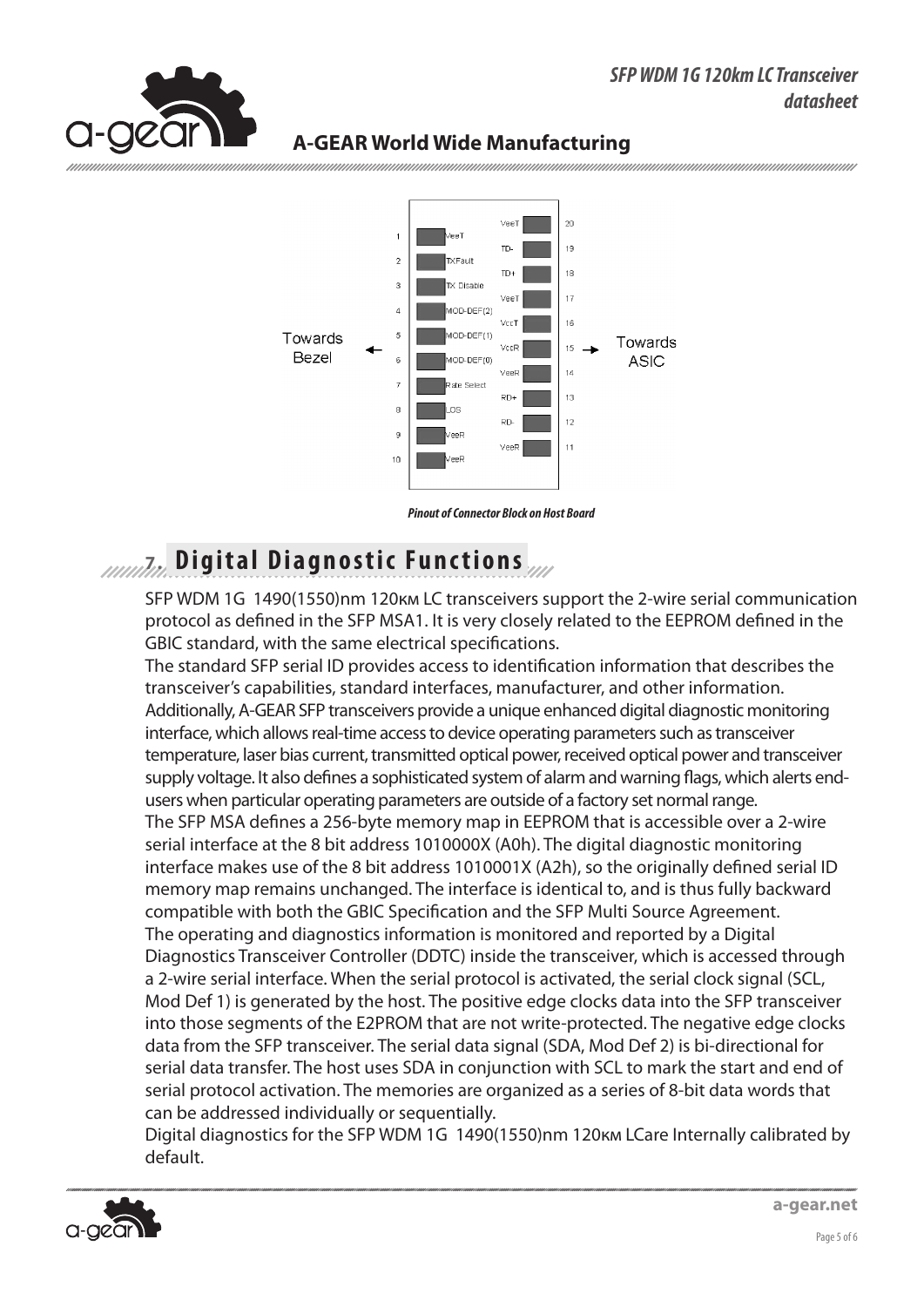Towards Bezel ← | → Towards ASIC

| Pin | Name | Name | Pin |
|---|---|---|---|
| 1 | VeeT | VeeT | 20 |
| 2 | TXFault | TD- | 19 |
| 3 | TX Disable | TD+ | 18 |
| 4 | MOD-DEF(2) | VeeT | 17 |
| 5 | MOD-DEF(1) | VccT | 16 |
| 6 | MOD-DEF(0) | VccR | 15 |
| 7 | Rate Select | VeeR | 14 |
| 8 | LOS | RD+ | 13 |
| 9 | VeeR | RD- | 12 |
| 10 | VeeR | VeeR | 11 |

***Pinout of Connector Block on Host Board***

## 7. Digital Diagnostic Functions

SFP WDM 1G 1490(1550)nm 120км LC transceivers support the 2-wire serial communication protocol as defined in the SFP MSA1. It is very closely related to the EEPROM defined in the GBIC standard, with the same electrical specifications.

The standard SFP serial ID provides access to identification information that describes the transceiver's capabilities, standard interfaces, manufacturer, and other information.

Additionally, A-GEAR SFP transceivers provide a unique enhanced digital diagnostic monitoring interface, which allows real-time access to device operating parameters such as transceiver temperature, laser bias current, transmitted optical power, received optical power and transceiver supply voltage. It also defines a sophisticated system of alarm and warning flags, which alerts end-users when particular operating parameters are outside of a factory set normal range.

The SFP MSA defines a 256-byte memory map in EEPROM that is accessible over a 2-wire serial interface at the 8 bit address 1010000X (A0h). The digital diagnostic monitoring interface makes use of the 8 bit address 1010001X (A2h), so the originally defined serial ID memory map remains unchanged. The interface is identical to, and is thus fully backward compatible with both the GBIC Specification and the SFP Multi Source Agreement.

The operating and diagnostics information is monitored and reported by a Digital Diagnostics Transceiver Controller (DDTC) inside the transceiver, which is accessed through a 2-wire serial interface. When the serial protocol is activated, the serial clock signal (SCL, Mod Def 1) is generated by the host. The positive edge clocks data into the SFP transceiver into those segments of the E2PROM that are not write-protected. The negative edge clocks data from the SFP transceiver. The serial data signal (SDA, Mod Def 2) is bi-directional for serial data transfer. The host uses SDA in conjunction with SCL to mark the start and end of serial protocol activation. The memories are organized as a series of 8-bit data words that can be addressed individually or sequentially.

Digital diagnostics for the SFP WDM 1G 1490(1550)nm 120км LCare Internally calibrated by default.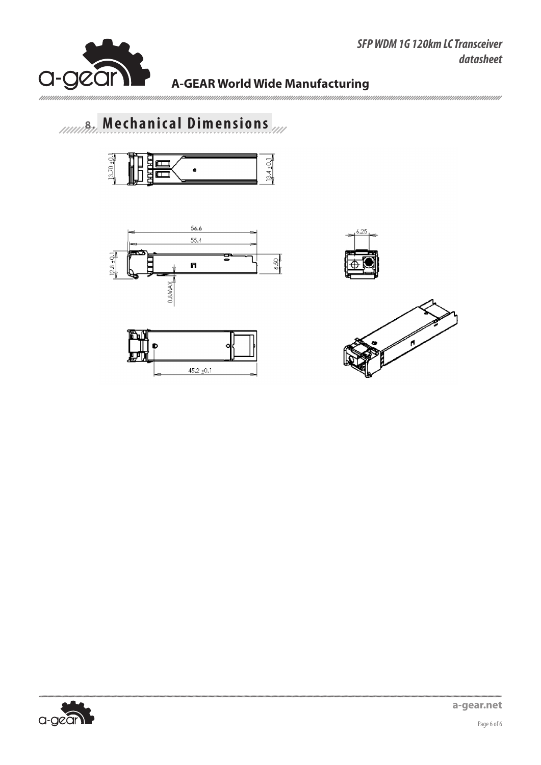## 8. Mechanical Dimensions

13.70±0.1
13.4±0.1
56.6
55.4
12.8±0.1
8.50
0.8MAX
6.25
45.2±0.1